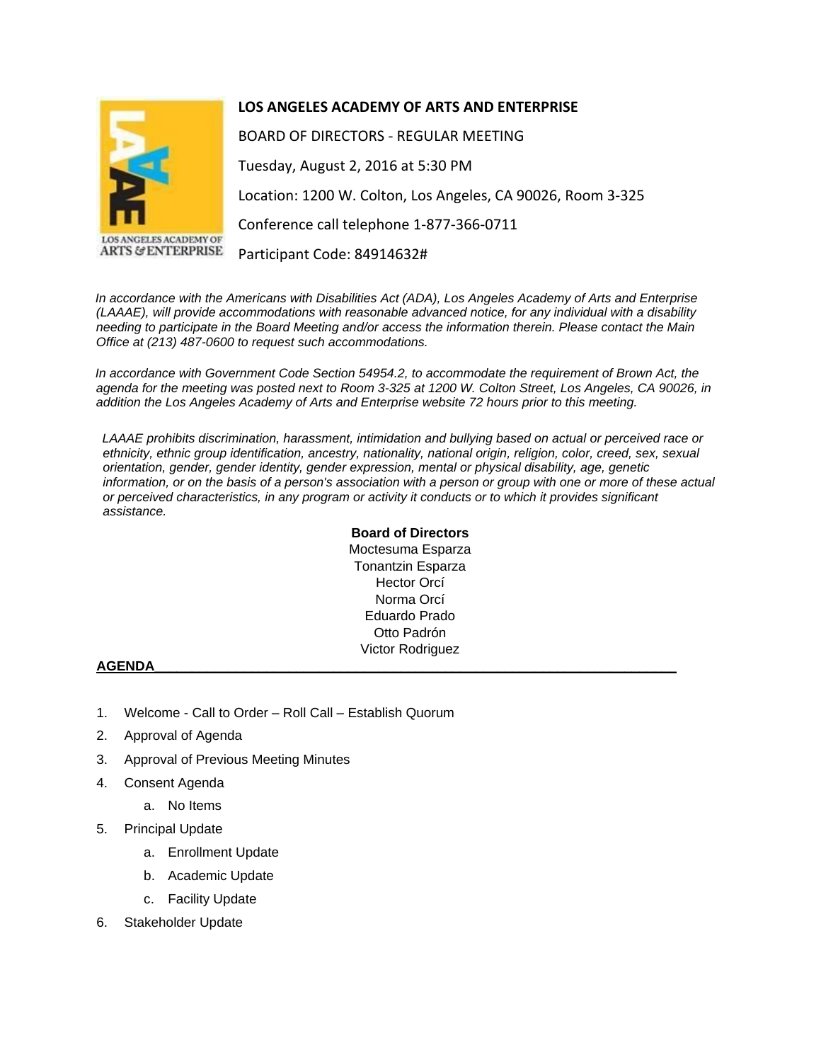# LOS ANGELES ACADEMY OF ARTS AND ENTERPRISE

BOARD OF DIRECTORS - REGULAR MEETING

Tuesday, August 2, 2016 at 5:30 PM

Location: 1200 W. Colton, Los Angeles, CA 90026, Room 3-325

Conference call telephone 1-877-366-0711

Participant Code: 84914632#

*In accordance with the Americans with Disabilities Act (ADA), Los Angeles Academy of Arts and Enterprise (LAAAE), will provide accommodations with reasonable advanced notice, for any individual with a disability needing to participate in the Board Meeting and/or access the information therein. Please contact the Main Office at (213) 487-0600 to request such accommodations.*

*In accordance with Government Code Section 54954.2, to accommodate the requirement of Brown Act, the agenda for the meeting was posted next to Room 3-325 at 1200 W. Colton Street, Los Angeles, CA 90026, in addition the Los Angeles Academy of Arts and Enterprise website 72 hours prior to this meeting.*

*LAAAE prohibits discrimination, harassment, intimidation and bullying based on actual or perceived race or ethnicity, ethnic group identification, ancestry, nationality, national origin, religion, color, creed, sex, sexual orientation, gender, gender identity, gender expression, mental or physical disability, age, genetic information, or on the basis of a person's association with a person or group with one or more of these actual or perceived characteristics, in any program or activity it conducts or to which it provides significant assistance.*

**Board of Directors**

Moctesuma Esparza
Tonantzin Esparza
Hector Orcí
Norma Orcí
Eduardo Prado
Otto Padrón
Victor Rodriguez

## AGENDA

1. Welcome - Call to Order – Roll Call – Establish Quorum
2. Approval of Agenda
3. Approval of Previous Meeting Minutes
4. Consent Agenda
   a. No Items
5. Principal Update
   a. Enrollment Update
   b. Academic Update
   c. Facility Update
6. Stakeholder Update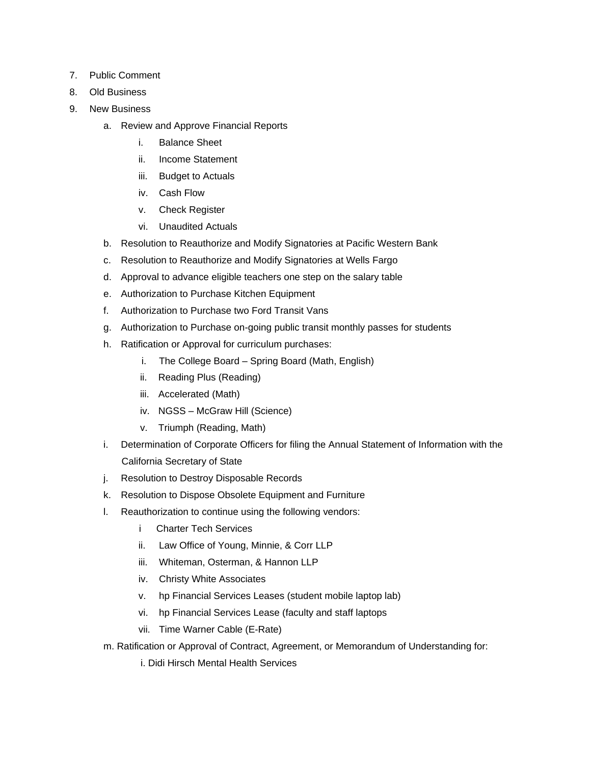7. Public Comment
8. Old Business
9. New Business
   a. Review and Approve Financial Reports
      i. Balance Sheet
      ii. Income Statement
      iii. Budget to Actuals
      iv. Cash Flow
      v. Check Register
      vi. Unaudited Actuals
   b. Resolution to Reauthorize and Modify Signatories at Pacific Western Bank
   c. Resolution to Reauthorize and Modify Signatories at Wells Fargo
   d. Approval to advance eligible teachers one step on the salary table
   e. Authorization to Purchase Kitchen Equipment
   f. Authorization to Purchase two Ford Transit Vans
   g. Authorization to Purchase on-going public transit monthly passes for students
   h. Ratification or Approval for curriculum purchases:
      i. The College Board – Spring Board (Math, English)
      ii. Reading Plus (Reading)
      iii. Accelerated (Math)
      iv. NGSS – McGraw Hill (Science)
      v. Triumph (Reading, Math)
   i. Determination of Corporate Officers for filing the Annual Statement of Information with the California Secretary of State
   j. Resolution to Destroy Disposable Records
   k. Resolution to Dispose Obsolete Equipment and Furniture
   l. Reauthorization to continue using the following vendors:
      i Charter Tech Services
      ii. Law Office of Young, Minnie, & Corr LLP
      iii. Whiteman, Osterman, & Hannon LLP
      iv. Christy White Associates
      v. hp Financial Services Leases (student mobile laptop lab)
      vi. hp Financial Services Lease (faculty and staff laptops
      vii. Time Warner Cable (E-Rate)
   m. Ratification or Approval of Contract, Agreement, or Memorandum of Understanding for:
      i. Didi Hirsch Mental Health Services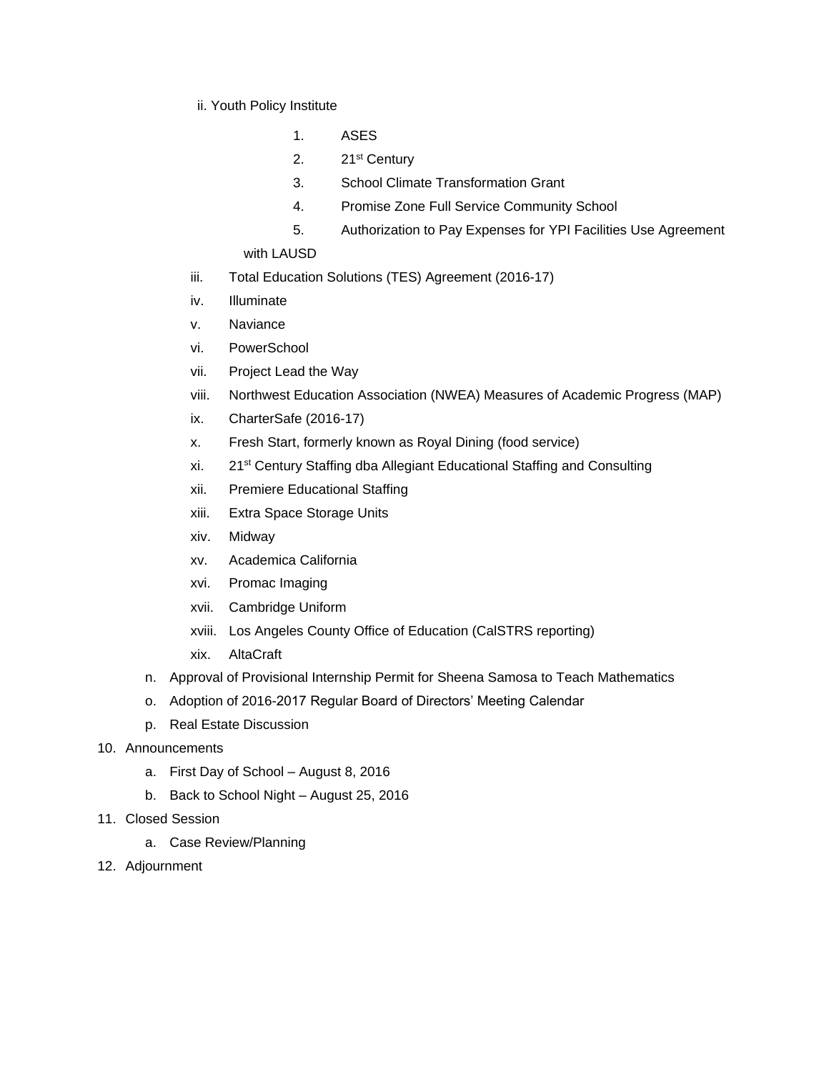ii. Youth Policy Institute

1. ASES
2. 21st Century
3. School Climate Transformation Grant
4. Promise Zone Full Service Community School
5. Authorization to Pay Expenses for YPI Facilities Use Agreement with LAUSD

iii. Total Education Solutions (TES) Agreement (2016-17)

iv. Illuminate

v. Naviance

vi. PowerSchool

vii. Project Lead the Way

viii. Northwest Education Association (NWEA) Measures of Academic Progress (MAP)

ix. CharterSafe (2016-17)

x. Fresh Start, formerly known as Royal Dining (food service)

xi. 21st Century Staffing dba Allegiant Educational Staffing and Consulting

xii. Premiere Educational Staffing

xiii. Extra Space Storage Units

xiv. Midway

xv. Academica California

xvi. Promac Imaging

xvii. Cambridge Uniform

xviii. Los Angeles County Office of Education (CalSTRS reporting)

xix. AltaCraft

n. Approval of Provisional Internship Permit for Sheena Samosa to Teach Mathematics

o. Adoption of 2016-2017 Regular Board of Directors' Meeting Calendar

p. Real Estate Discussion

10. Announcements
    a. First Day of School – August 8, 2016
    b. Back to School Night – August 25, 2016
11. Closed Session
    a. Case Review/Planning
12. Adjournment